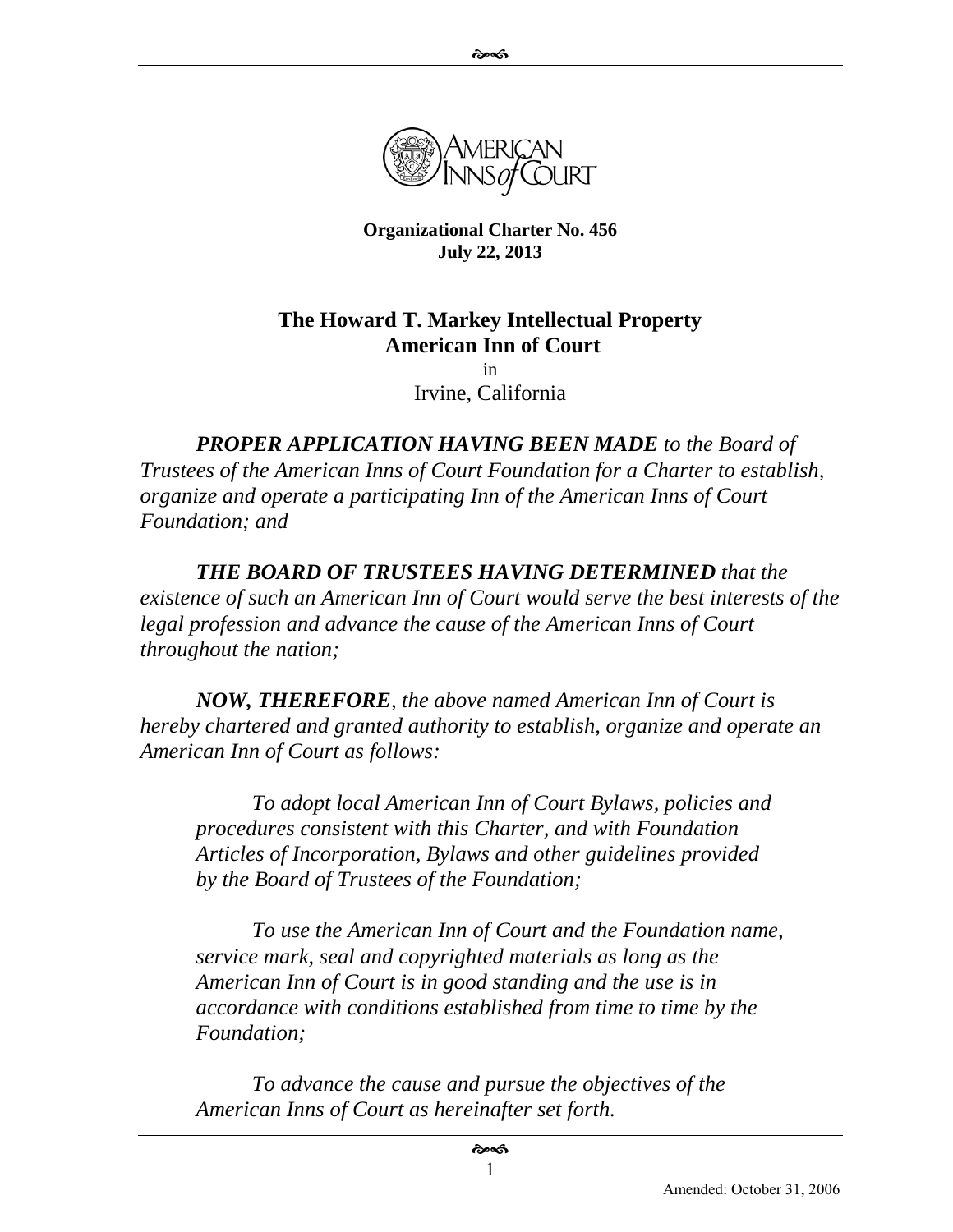**Organizational Charter No. 456**
**July 22, 2013**

# The Howard T. Markey Intellectual Property American Inn of Court

in

Irvine, California

***PROPER APPLICATION HAVING BEEN MADE*** *to the Board of Trustees of the American Inns of Court Foundation for a Charter to establish, organize and operate a participating Inn of the American Inns of Court Foundation; and*

***THE BOARD OF TRUSTEES HAVING DETERMINED*** *that the existence of such an American Inn of Court would serve the best interests of the legal profession and advance the cause of the American Inns of Court throughout the nation;*

***NOW, THEREFORE****, the above named American Inn of Court is hereby chartered and granted authority to establish, organize and operate an American Inn of Court as follows:*

> *To adopt local American Inn of Court Bylaws, policies and procedures consistent with this Charter, and with Foundation Articles of Incorporation, Bylaws and other guidelines provided by the Board of Trustees of the Foundation;*
>
> *To use the American Inn of Court and the Foundation name, service mark, seal and copyrighted materials as long as the American Inn of Court is in good standing and the use is in accordance with conditions established from time to time by the Foundation;*
>
> *To advance the cause and pursue the objectives of the American Inns of Court as hereinafter set forth.*

Amended: October 31, 2006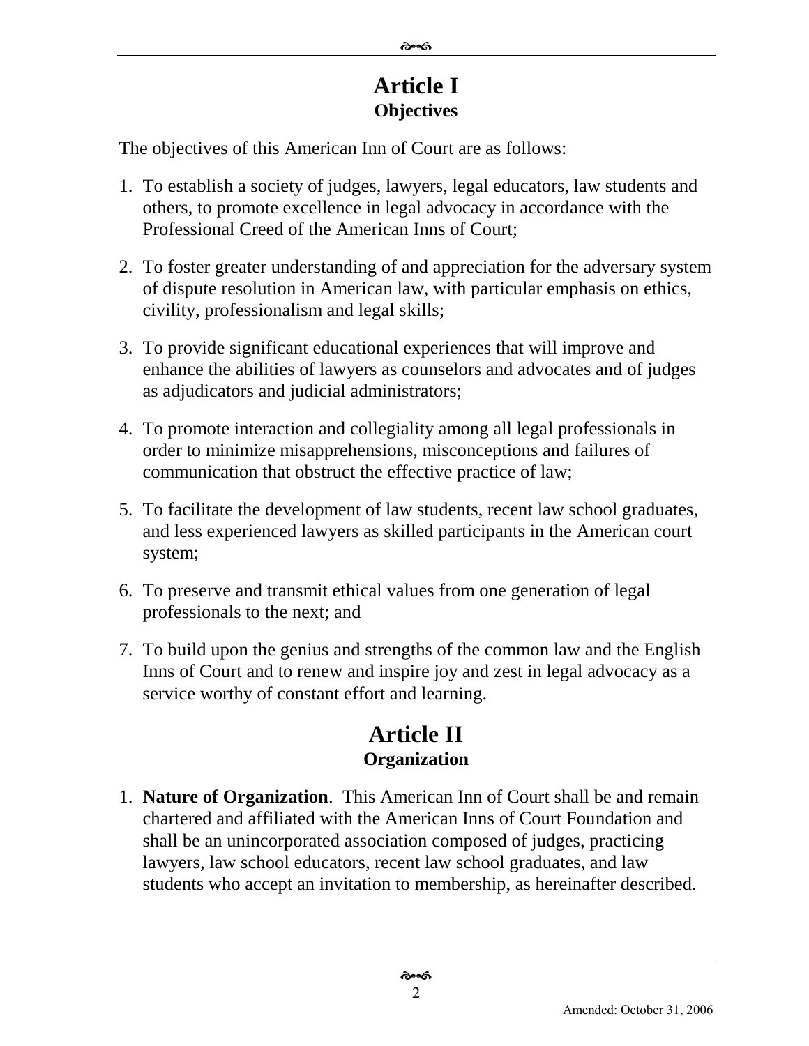# Article I
## Objectives

The objectives of this American Inn of Court are as follows:

1. To establish a society of judges, lawyers, legal educators, law students and others, to promote excellence in legal advocacy in accordance with the Professional Creed of the American Inns of Court;

2. To foster greater understanding of and appreciation for the adversary system of dispute resolution in American law, with particular emphasis on ethics, civility, professionalism and legal skills;

3. To provide significant educational experiences that will improve and enhance the abilities of lawyers as counselors and advocates and of judges as adjudicators and judicial administrators;

4. To promote interaction and collegiality among all legal professionals in order to minimize misapprehensions, misconceptions and failures of communication that obstruct the effective practice of law;

5. To facilitate the development of law students, recent law school graduates, and less experienced lawyers as skilled participants in the American court system;

6. To preserve and transmit ethical values from one generation of legal professionals to the next; and

7. To build upon the genius and strengths of the common law and the English Inns of Court and to renew and inspire joy and zest in legal advocacy as a service worthy of constant effort and learning.

# Article II
## Organization

1. **Nature of Organization**. This American Inn of Court shall be and remain chartered and affiliated with the American Inns of Court Foundation and shall be an unincorporated association composed of judges, practicing lawyers, law school educators, recent law school graduates, and law students who accept an invitation to membership, as hereinafter described.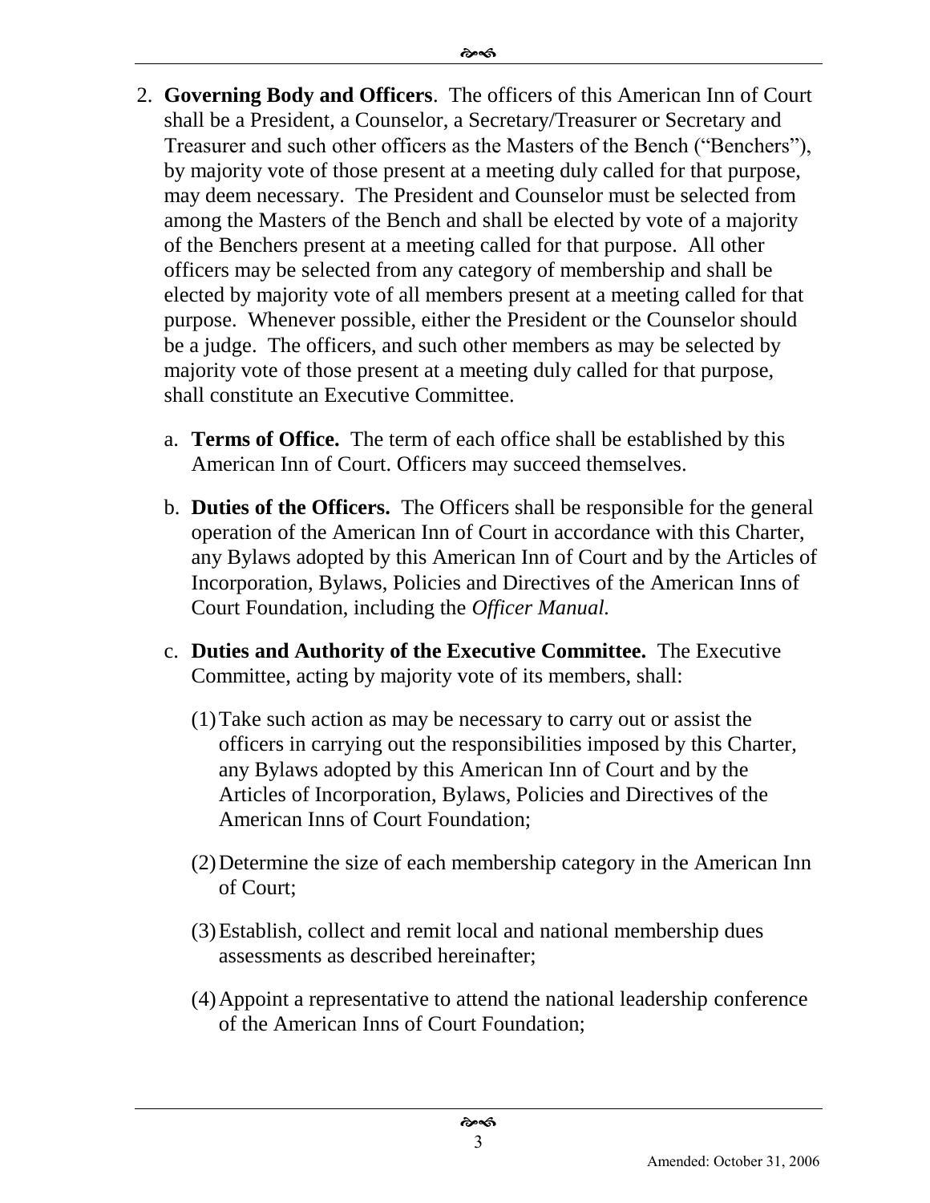2. **Governing Body and Officers**. The officers of this American Inn of Court shall be a President, a Counselor, a Secretary/Treasurer or Secretary and Treasurer and such other officers as the Masters of the Bench ("Benchers"), by majority vote of those present at a meeting duly called for that purpose, may deem necessary. The President and Counselor must be selected from among the Masters of the Bench and shall be elected by vote of a majority of the Benchers present at a meeting called for that purpose. All other officers may be selected from any category of membership and shall be elected by majority vote of all members present at a meeting called for that purpose. Whenever possible, either the President or the Counselor should be a judge. The officers, and such other members as may be selected by majority vote of those present at a meeting duly called for that purpose, shall constitute an Executive Committee.

   a. **Terms of Office.** The term of each office shall be established by this American Inn of Court. Officers may succeed themselves.

   b. **Duties of the Officers.** The Officers shall be responsible for the general operation of the American Inn of Court in accordance with this Charter, any Bylaws adopted by this American Inn of Court and by the Articles of Incorporation, Bylaws, Policies and Directives of the American Inns of Court Foundation, including the *Officer Manual.*

   c. **Duties and Authority of the Executive Committee.** The Executive Committee, acting by majority vote of its members, shall:

      (1) Take such action as may be necessary to carry out or assist the officers in carrying out the responsibilities imposed by this Charter, any Bylaws adopted by this American Inn of Court and by the Articles of Incorporation, Bylaws, Policies and Directives of the American Inns of Court Foundation;

      (2) Determine the size of each membership category in the American Inn of Court;

      (3) Establish, collect and remit local and national membership dues assessments as described hereinafter;

      (4) Appoint a representative to attend the national leadership conference of the American Inns of Court Foundation;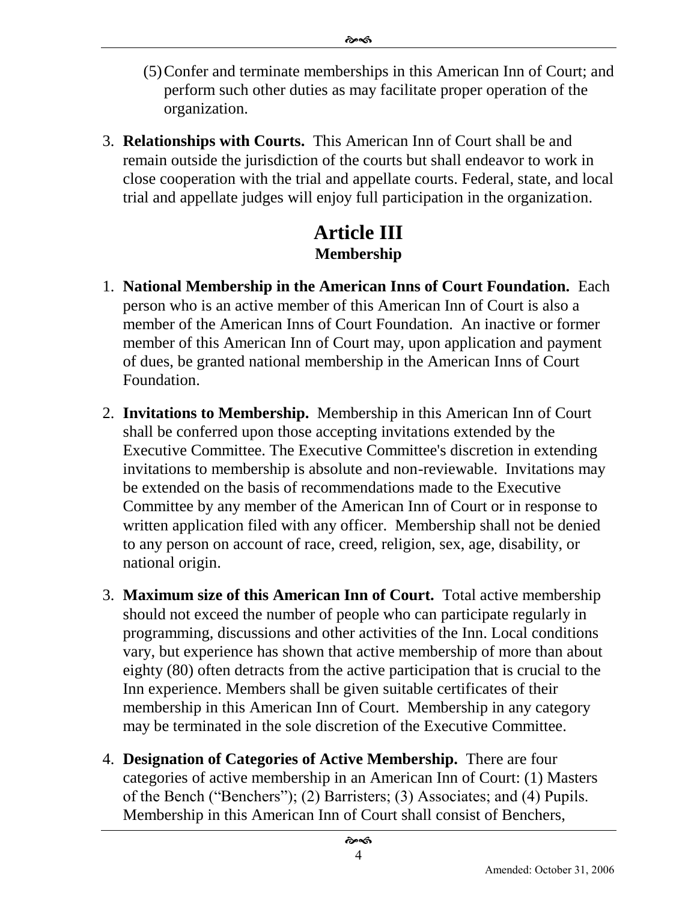(5) Confer and terminate memberships in this American Inn of Court; and perform such other duties as may facilitate proper operation of the organization.

3. **Relationships with Courts.** This American Inn of Court shall be and remain outside the jurisdiction of the courts but shall endeavor to work in close cooperation with the trial and appellate courts. Federal, state, and local trial and appellate judges will enjoy full participation in the organization.

## Article III
### Membership

1. **National Membership in the American Inns of Court Foundation.** Each person who is an active member of this American Inn of Court is also a member of the American Inns of Court Foundation. An inactive or former member of this American Inn of Court may, upon application and payment of dues, be granted national membership in the American Inns of Court Foundation.

2. **Invitations to Membership.** Membership in this American Inn of Court shall be conferred upon those accepting invitations extended by the Executive Committee. The Executive Committee's discretion in extending invitations to membership is absolute and non-reviewable. Invitations may be extended on the basis of recommendations made to the Executive Committee by any member of the American Inn of Court or in response to written application filed with any officer. Membership shall not be denied to any person on account of race, creed, religion, sex, age, disability, or national origin.

3. **Maximum size of this American Inn of Court.** Total active membership should not exceed the number of people who can participate regularly in programming, discussions and other activities of the Inn. Local conditions vary, but experience has shown that active membership of more than about eighty (80) often detracts from the active participation that is crucial to the Inn experience. Members shall be given suitable certificates of their membership in this American Inn of Court. Membership in any category may be terminated in the sole discretion of the Executive Committee.

4. **Designation of Categories of Active Membership.** There are four categories of active membership in an American Inn of Court: (1) Masters of the Bench ("Benchers"); (2) Barristers; (3) Associates; and (4) Pupils. Membership in this American Inn of Court shall consist of Benchers,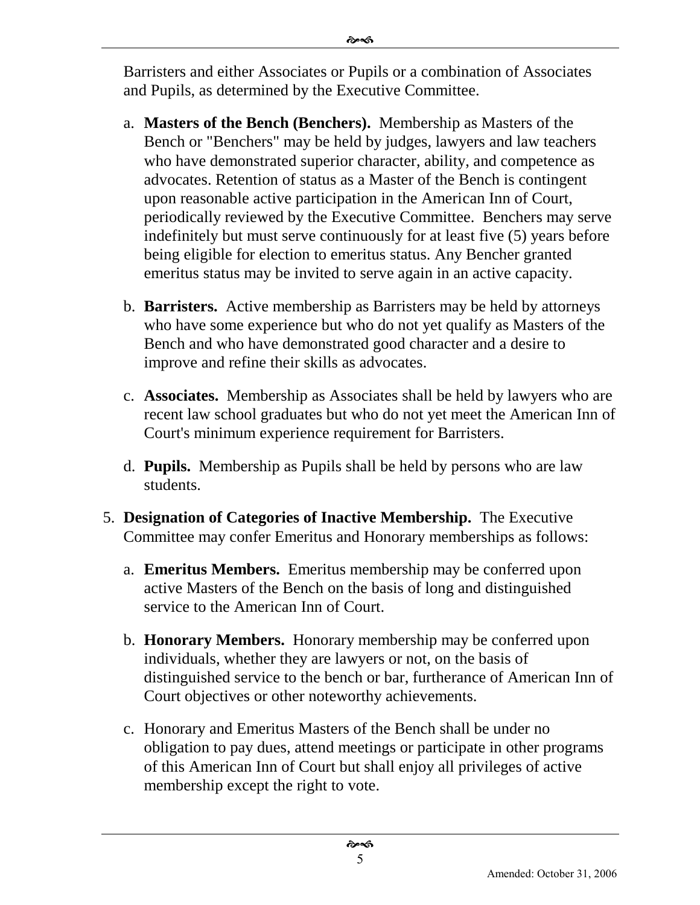Barristers and either Associates or Pupils or a combination of Associates and Pupils, as determined by the Executive Committee.

a. **Masters of the Bench (Benchers).** Membership as Masters of the Bench or "Benchers" may be held by judges, lawyers and law teachers who have demonstrated superior character, ability, and competence as advocates. Retention of status as a Master of the Bench is contingent upon reasonable active participation in the American Inn of Court, periodically reviewed by the Executive Committee. Benchers may serve indefinitely but must serve continuously for at least five (5) years before being eligible for election to emeritus status. Any Bencher granted emeritus status may be invited to serve again in an active capacity.

b. **Barristers.** Active membership as Barristers may be held by attorneys who have some experience but who do not yet qualify as Masters of the Bench and who have demonstrated good character and a desire to improve and refine their skills as advocates.

c. **Associates.** Membership as Associates shall be held by lawyers who are recent law school graduates but who do not yet meet the American Inn of Court's minimum experience requirement for Barristers.

d. **Pupils.** Membership as Pupils shall be held by persons who are law students.

5. **Designation of Categories of Inactive Membership.** The Executive Committee may confer Emeritus and Honorary memberships as follows:

   a. **Emeritus Members.** Emeritus membership may be conferred upon active Masters of the Bench on the basis of long and distinguished service to the American Inn of Court.

   b. **Honorary Members.** Honorary membership may be conferred upon individuals, whether they are lawyers or not, on the basis of distinguished service to the bench or bar, furtherance of American Inn of Court objectives or other noteworthy achievements.

   c. Honorary and Emeritus Masters of the Bench shall be under no obligation to pay dues, attend meetings or participate in other programs of this American Inn of Court but shall enjoy all privileges of active membership except the right to vote.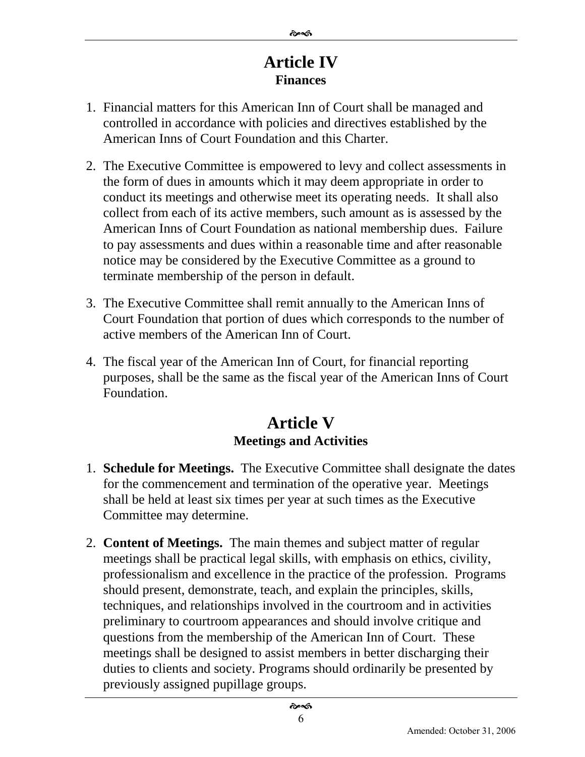# Article IV
## Finances

1. Financial matters for this American Inn of Court shall be managed and controlled in accordance with policies and directives established by the American Inns of Court Foundation and this Charter.

2. The Executive Committee is empowered to levy and collect assessments in the form of dues in amounts which it may deem appropriate in order to conduct its meetings and otherwise meet its operating needs. It shall also collect from each of its active members, such amount as is assessed by the American Inns of Court Foundation as national membership dues. Failure to pay assessments and dues within a reasonable time and after reasonable notice may be considered by the Executive Committee as a ground to terminate membership of the person in default.

3. The Executive Committee shall remit annually to the American Inns of Court Foundation that portion of dues which corresponds to the number of active members of the American Inn of Court.

4. The fiscal year of the American Inn of Court, for financial reporting purposes, shall be the same as the fiscal year of the American Inns of Court Foundation.

# Article V
## Meetings and Activities

1. **Schedule for Meetings.** The Executive Committee shall designate the dates for the commencement and termination of the operative year. Meetings shall be held at least six times per year at such times as the Executive Committee may determine.

2. **Content of Meetings.** The main themes and subject matter of regular meetings shall be practical legal skills, with emphasis on ethics, civility, professionalism and excellence in the practice of the profession. Programs should present, demonstrate, teach, and explain the principles, skills, techniques, and relationships involved in the courtroom and in activities preliminary to courtroom appearances and should involve critique and questions from the membership of the American Inn of Court. These meetings shall be designed to assist members in better discharging their duties to clients and society. Programs should ordinarily be presented by previously assigned pupillage groups.

Amended: October 31, 2006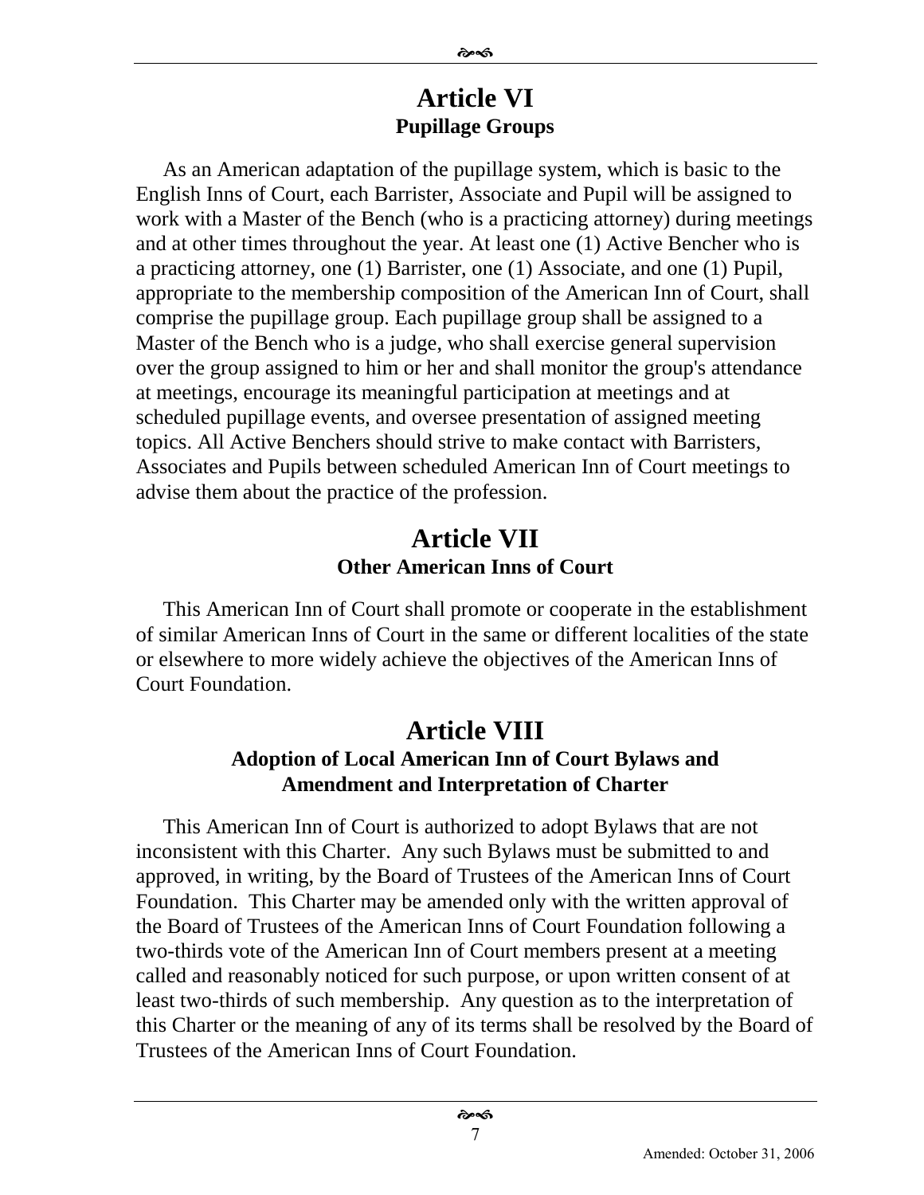# Article VI

## Pupillage Groups

As an American adaptation of the pupillage system, which is basic to the English Inns of Court, each Barrister, Associate and Pupil will be assigned to work with a Master of the Bench (who is a practicing attorney) during meetings and at other times throughout the year. At least one (1) Active Bencher who is a practicing attorney, one (1) Barrister, one (1) Associate, and one (1) Pupil, appropriate to the membership composition of the American Inn of Court, shall comprise the pupillage group. Each pupillage group shall be assigned to a Master of the Bench who is a judge, who shall exercise general supervision over the group assigned to him or her and shall monitor the group's attendance at meetings, encourage its meaningful participation at meetings and at scheduled pupillage events, and oversee presentation of assigned meeting topics. All Active Benchers should strive to make contact with Barristers, Associates and Pupils between scheduled American Inn of Court meetings to advise them about the practice of the profession.

# Article VII

## Other American Inns of Court

This American Inn of Court shall promote or cooperate in the establishment of similar American Inns of Court in the same or different localities of the state or elsewhere to more widely achieve the objectives of the American Inns of Court Foundation.

# Article VIII

## Adoption of Local American Inn of Court Bylaws and Amendment and Interpretation of Charter

This American Inn of Court is authorized to adopt Bylaws that are not inconsistent with this Charter. Any such Bylaws must be submitted to and approved, in writing, by the Board of Trustees of the American Inns of Court Foundation. This Charter may be amended only with the written approval of the Board of Trustees of the American Inns of Court Foundation following a two-thirds vote of the American Inn of Court members present at a meeting called and reasonably noticed for such purpose, or upon written consent of at least two-thirds of such membership. Any question as to the interpretation of this Charter or the meaning of any of its terms shall be resolved by the Board of Trustees of the American Inns of Court Foundation.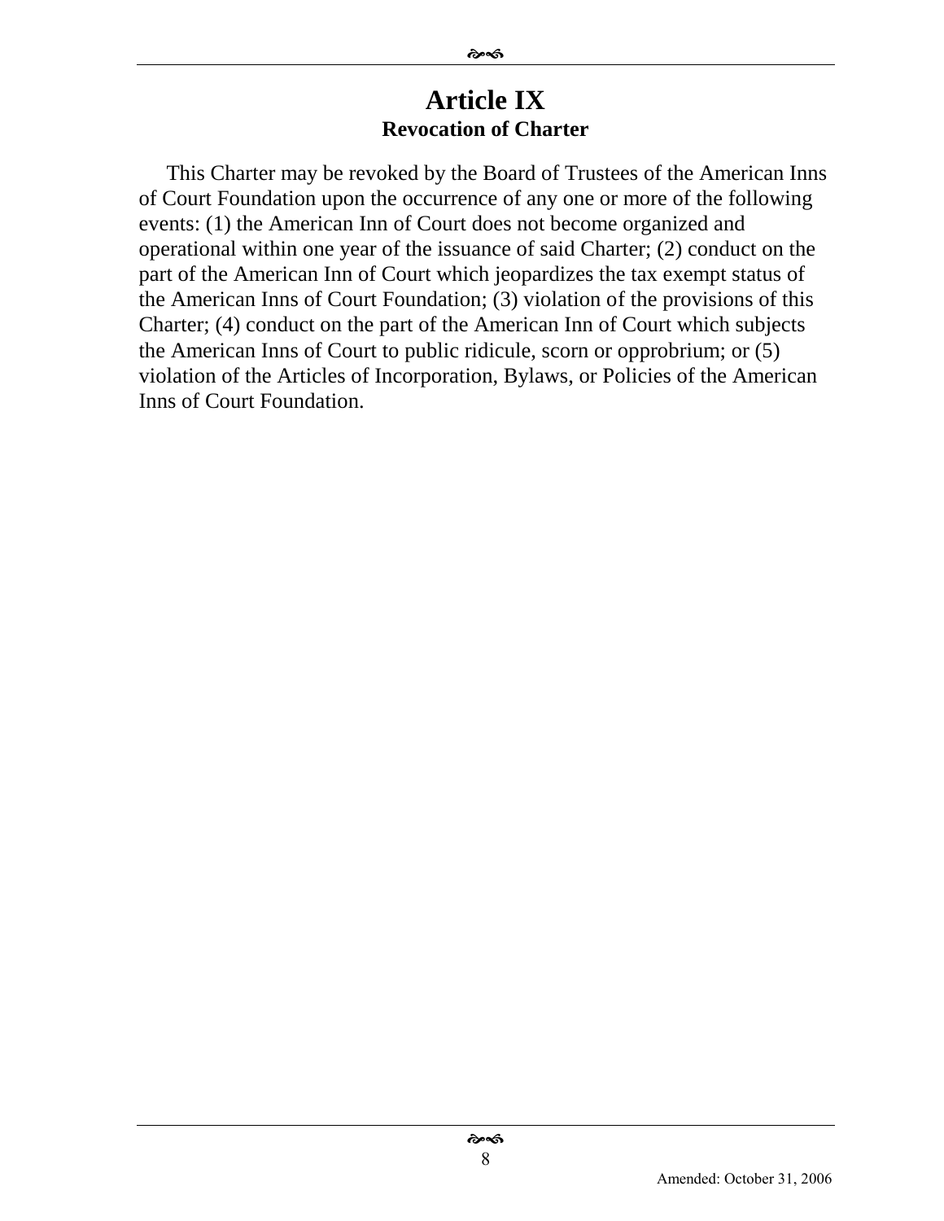# Article IX
## Revocation of Charter

This Charter may be revoked by the Board of Trustees of the American Inns of Court Foundation upon the occurrence of any one or more of the following events: (1) the American Inn of Court does not become organized and operational within one year of the issuance of said Charter; (2) conduct on the part of the American Inn of Court which jeopardizes the tax exempt status of the American Inns of Court Foundation; (3) violation of the provisions of this Charter; (4) conduct on the part of the American Inn of Court which subjects the American Inns of Court to public ridicule, scorn or opprobrium; or (5) violation of the Articles of Incorporation, Bylaws, or Policies of the American Inns of Court Foundation.